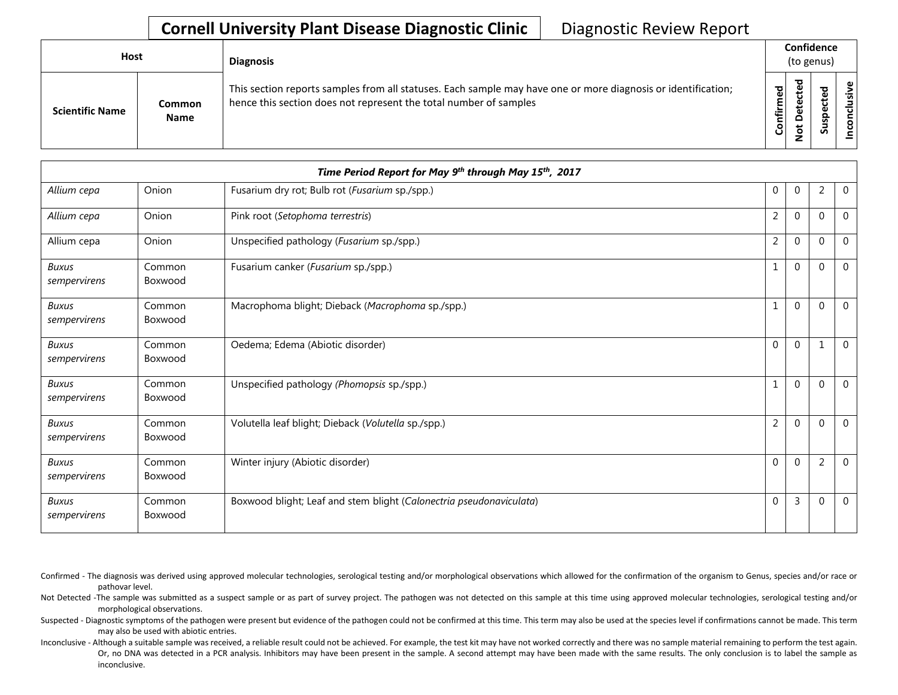# Cornell University Plant Disease Diagnostic Clinic

Diagnostic Review Report

| Host | | Diagnosis | Confidence (to genus) | | | |
|---|---|---|---|---|---|---|
| Scientific Name | Common Name | This section reports samples from all statuses. Each sample may have one or more diagnosis or identification; hence this section does not represent the total number of samples | Confirmed | Not Detected | Suspected | Inconclusive |
| ***Time Period Report for May 9th through May 15th, 2017*** | | | | | | |
| *Allium cepa* | Onion | Fusarium dry rot; Bulb rot (*Fusarium* sp./spp.) | 0 | 0 | 2 | 0 |
| *Allium cepa* | Onion | Pink root (*Setophoma terrestris*) | 2 | 0 | 0 | 0 |
| Allium cepa | Onion | Unspecified pathology (*Fusarium* sp./spp.) | 2 | 0 | 0 | 0 |
| *Buxus sempervirens* | Common Boxwood | Fusarium canker (*Fusarium* sp./spp.) | 1 | 0 | 0 | 0 |
| *Buxus sempervirens* | Common Boxwood | Macrophoma blight; Dieback (*Macrophoma* sp./spp.) | 1 | 0 | 0 | 0 |
| *Buxus sempervirens* | Common Boxwood | Oedema; Edema (Abiotic disorder) | 0 | 0 | 1 | 0 |
| *Buxus sempervirens* | Common Boxwood | Unspecified pathology *(Phomopsis* sp./spp.) | 1 | 0 | 0 | 0 |
| *Buxus sempervirens* | Common Boxwood | Volutella leaf blight; Dieback (*Volutella* sp./spp.) | 2 | 0 | 0 | 0 |
| *Buxus sempervirens* | Common Boxwood | Winter injury (Abiotic disorder) | 0 | 0 | 2 | 0 |
| *Buxus sempervirens* | Common Boxwood | Boxwood blight; Leaf and stem blight (*Calonectria pseudonaviculata*) | 0 | 3 | 0 | 0 |

Confirmed - The diagnosis was derived using approved molecular technologies, serological testing and/or morphological observations which allowed for the confirmation of the organism to Genus, species and/or race or pathovar level.

Not Detected -The sample was submitted as a suspect sample or as part of survey project. The pathogen was not detected on this sample at this time using approved molecular technologies, serological testing and/or morphological observations.

Suspected - Diagnostic symptoms of the pathogen were present but evidence of the pathogen could not be confirmed at this time. This term may also be used at the species level if confirmations cannot be made. This term may also be used with abiotic entries.

Inconclusive - Although a suitable sample was received, a reliable result could not be achieved. For example, the test kit may have not worked correctly and there was no sample material remaining to perform the test again. Or, no DNA was detected in a PCR analysis. Inhibitors may have been present in the sample. A second attempt may have been made with the same results. The only conclusion is to label the sample as inconclusive.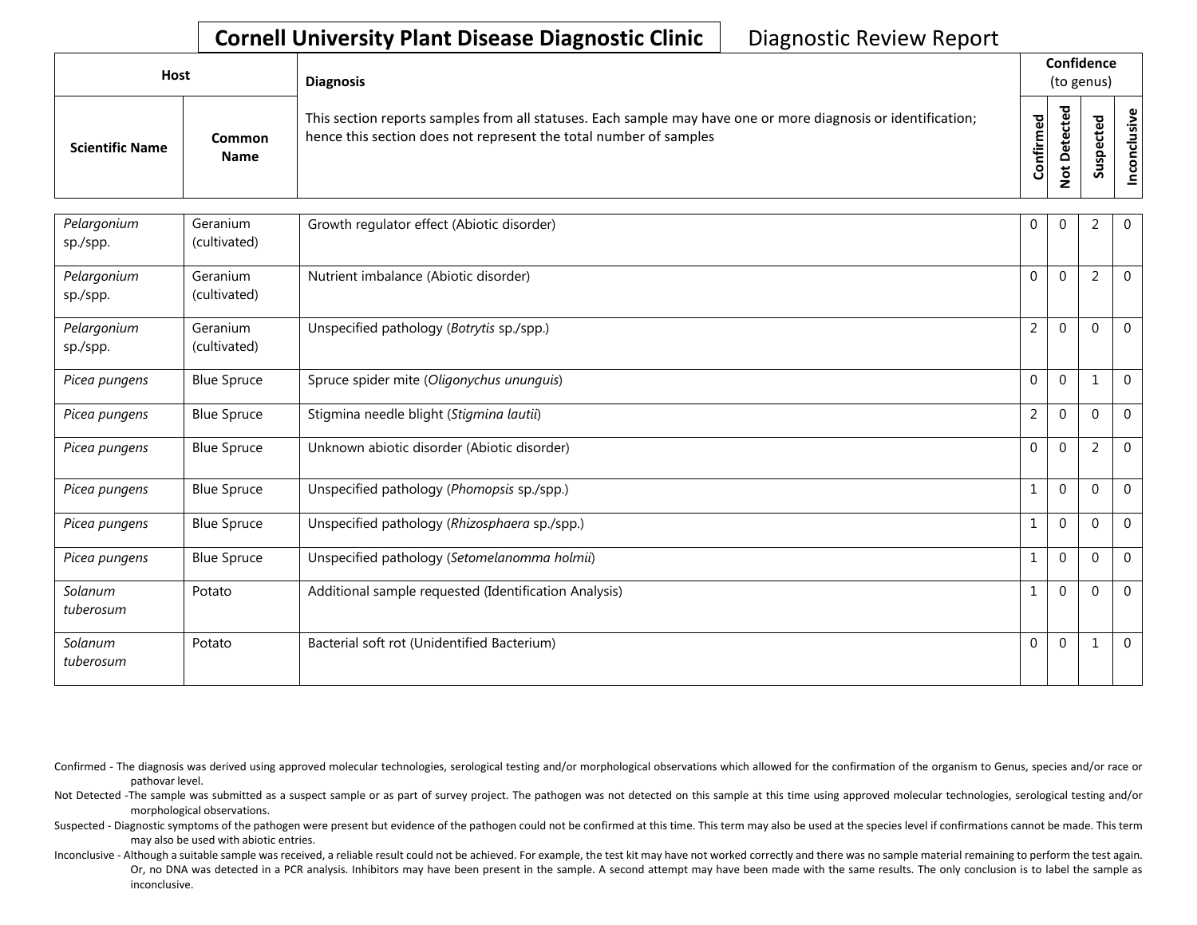# Cornell University Plant Disease Diagnostic Clinic

Diagnostic Review Report

| Host | | Diagnosis | Confidence (to genus) | | | |
|---|---|---|---|---|---|---|
| Scientific Name | Common Name | This section reports samples from all statuses. Each sample may have one or more diagnosis or identification; hence this section does not represent the total number of samples | Confirmed | Not Detected | Suspected | Inconclusive |
| *Pelargonium* sp./spp. | Geranium (cultivated) | Growth regulator effect (Abiotic disorder) | 0 | 0 | 2 | 0 |
| *Pelargonium* sp./spp. | Geranium (cultivated) | Nutrient imbalance (Abiotic disorder) | 0 | 0 | 2 | 0 |
| *Pelargonium* sp./spp. | Geranium (cultivated) | Unspecified pathology (*Botrytis* sp./spp.) | 2 | 0 | 0 | 0 |
| *Picea pungens* | Blue Spruce | Spruce spider mite (*Oligonychus ununguis*) | 0 | 0 | 1 | 0 |
| *Picea pungens* | Blue Spruce | Stigmina needle blight (*Stigmina lautii*) | 2 | 0 | 0 | 0 |
| *Picea pungens* | Blue Spruce | Unknown abiotic disorder (Abiotic disorder) | 0 | 0 | 2 | 0 |
| *Picea pungens* | Blue Spruce | Unspecified pathology (*Phomopsis* sp./spp.) | 1 | 0 | 0 | 0 |
| *Picea pungens* | Blue Spruce | Unspecified pathology (*Rhizosphaera* sp./spp.) | 1 | 0 | 0 | 0 |
| *Picea pungens* | Blue Spruce | Unspecified pathology (*Setomelanomma holmii*) | 1 | 0 | 0 | 0 |
| *Solanum tuberosum* | Potato | Additional sample requested (Identification Analysis) | 1 | 0 | 0 | 0 |
| *Solanum tuberosum* | Potato | Bacterial soft rot (Unidentified Bacterium) | 0 | 0 | 1 | 0 |

Confirmed - The diagnosis was derived using approved molecular technologies, serological testing and/or morphological observations which allowed for the confirmation of the organism to Genus, species and/or race or pathovar level.

Not Detected -The sample was submitted as a suspect sample or as part of survey project. The pathogen was not detected on this sample at this time using approved molecular technologies, serological testing and/or morphological observations.

Suspected - Diagnostic symptoms of the pathogen were present but evidence of the pathogen could not be confirmed at this time. This term may also be used at the species level if confirmations cannot be made. This term may also be used with abiotic entries.

Inconclusive - Although a suitable sample was received, a reliable result could not be achieved. For example, the test kit may have not worked correctly and there was no sample material remaining to perform the test again. Or, no DNA was detected in a PCR analysis. Inhibitors may have been present in the sample. A second attempt may have been made with the same results. The only conclusion is to label the sample as inconclusive.